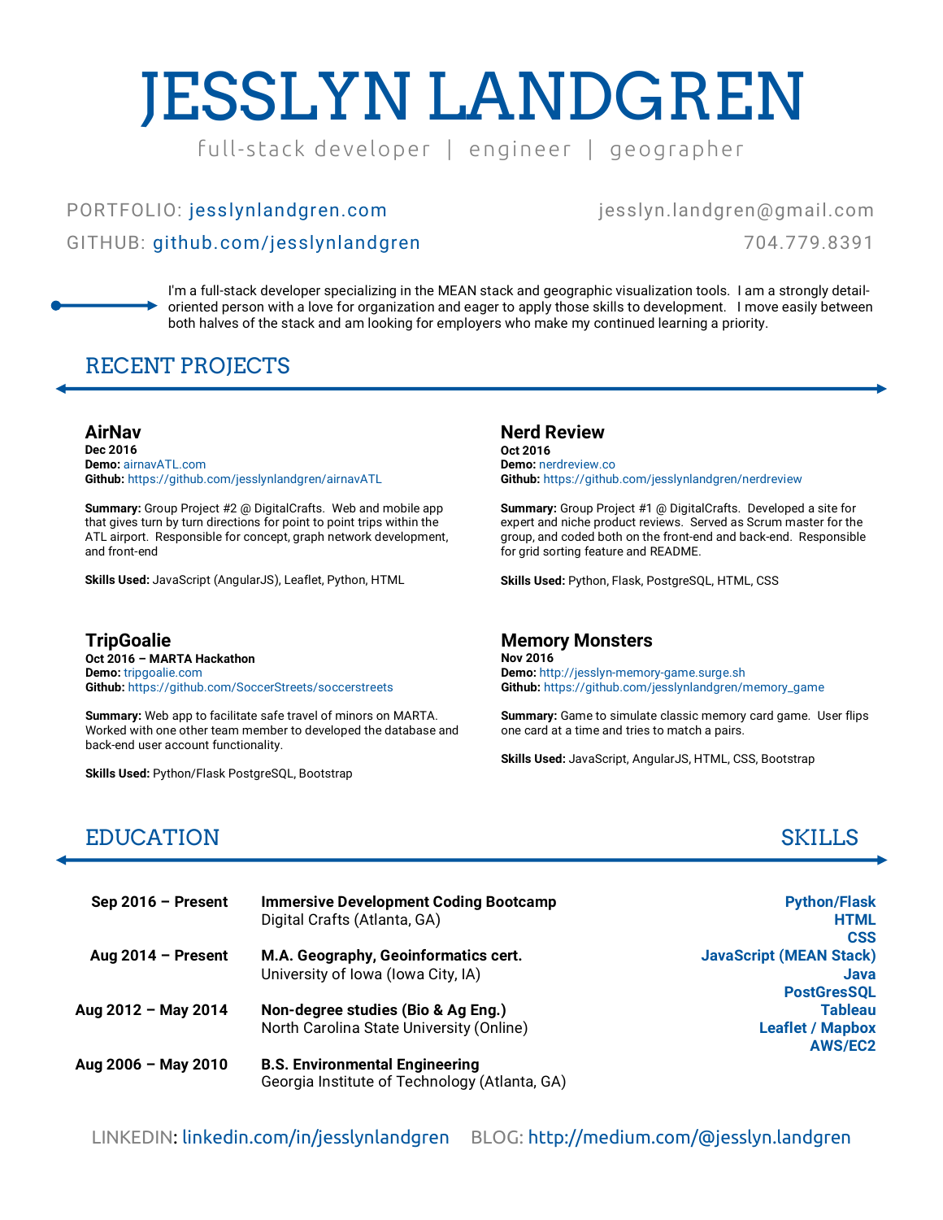# JESSLYN LANDGREN

full-stack developer | engineer | geographer

PORTFOLIO: jesslynlandgren.com

GITHUB: github.com/jesslynlandgren

jesslyn.landgren@gmail.com

704.779.8391

I'm a full-stack developer specializing in the MEAN stack and geographic visualization tools. I am a strongly detail-oriented person with a love for organization and eager to apply those skills to development. I move easily between both halves of the stack and am looking for employers who make my continued learning a priority.

## RECENT PROJECTS

### AirNav

**Dec 2016**
**Demo:** airnavATL.com
**Github:** https://github.com/jesslynlandgren/airnavATL

**Summary:** Group Project #2 @ DigitalCrafts. Web and mobile app that gives turn by turn directions for point to point trips within the ATL airport. Responsible for concept, graph network development, and front-end

**Skills Used:** JavaScript (AngularJS), Leaflet, Python, HTML

### Nerd Review

**Oct 2016**
**Demo:** nerdreview.co
**Github:** https://github.com/jesslynlandgren/nerdreview

**Summary:** Group Project #1 @ DigitalCrafts. Developed a site for expert and niche product reviews. Served as Scrum master for the group, and coded both on the front-end and back-end. Responsible for grid sorting feature and README.

**Skills Used:** Python, Flask, PostgreSQL, HTML, CSS

### TripGoalie

**Oct 2016 – MARTA Hackathon**
**Demo:** tripgoalie.com
**Github:** https://github.com/SoccerStreets/soccerstreets

**Summary:** Web app to facilitate safe travel of minors on MARTA. Worked with one other team member to developed the database and back-end user account functionality.

**Skills Used:** Python/Flask PostgreSQL, Bootstrap

### Memory Monsters

**Nov 2016**
**Demo:** http://jesslyn-memory-game.surge.sh
**Github:** https://github.com/jesslynlandgren/memory_game

**Summary:** Game to simulate classic memory card game. User flips one card at a time and tries to match a pairs.

**Skills Used:** JavaScript, AngularJS, HTML, CSS, Bootstrap

## EDUCATION

**Sep 2016 – Present** — **Immersive Development Coding Bootcamp**
Digital Crafts (Atlanta, GA)

**Aug 2014 – Present** — **M.A. Geography, Geoinformatics cert.**
University of Iowa (Iowa City, IA)

**Aug 2012 – May 2014** — **Non-degree studies (Bio & Ag Eng.)**
North Carolina State University (Online)

**Aug 2006 – May 2010** — **B.S. Environmental Engineering**
Georgia Institute of Technology (Atlanta, GA)

## SKILLS

**Python/Flask**
**HTML**
**CSS**
**JavaScript (MEAN Stack)**
**Java**
**PostGresSQL**
**Tableau**
**Leaflet / Mapbox**
**AWS/EC2**

LINKEDIN: linkedin.com/in/jesslynlandgren BLOG: http://medium.com/@jesslyn.landgren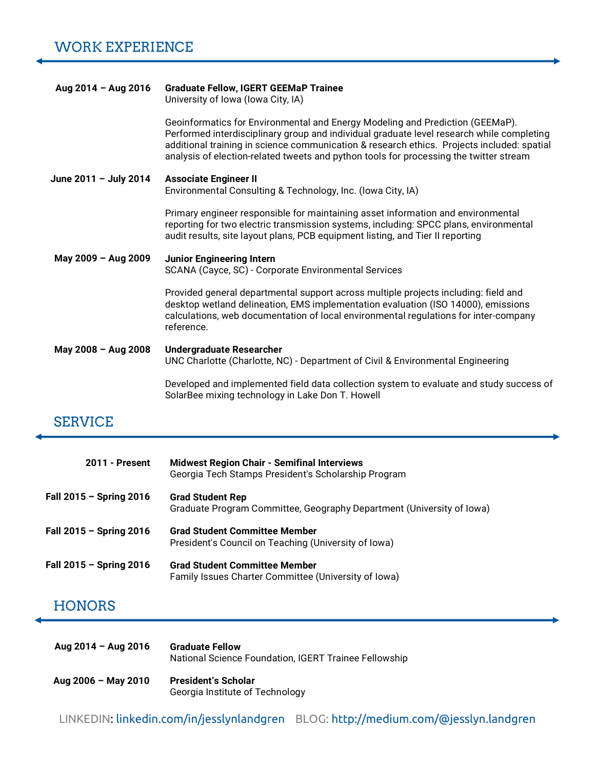## WORK EXPERIENCE

**Aug 2014 – Aug 2016**

**Graduate Fellow, IGERT GEEMaP Trainee**
University of Iowa (Iowa City, IA)

Geoinformatics for Environmental and Energy Modeling and Prediction (GEEMaP). Performed interdisciplinary group and individual graduate level research while completing additional training in science communication & research ethics. Projects included: spatial analysis of election-related tweets and python tools for processing the twitter stream

**June 2011 – July 2014**

**Associate Engineer II**
Environmental Consulting & Technology, Inc. (Iowa City, IA)

Primary engineer responsible for maintaining asset information and environmental reporting for two electric transmission systems, including: SPCC plans, environmental audit results, site layout plans, PCB equipment listing, and Tier II reporting

**May 2009 – Aug 2009**

**Junior Engineering Intern**
SCANA (Cayce, SC) - Corporate Environmental Services

Provided general departmental support across multiple projects including: field and desktop wetland delineation, EMS implementation evaluation (ISO 14000), emissions calculations, web documentation of local environmental regulations for inter-company reference.

**May 2008 – Aug 2008**

**Undergraduate Researcher**
UNC Charlotte (Charlotte, NC) - Department of Civil & Environmental Engineering

Developed and implemented field data collection system to evaluate and study success of SolarBee mixing technology in Lake Don T. Howell

## SERVICE

**2011 - Present**

**Midwest Region Chair - Semifinal Interviews**
Georgia Tech Stamps President's Scholarship Program

**Fall 2015 – Spring 2016**

**Grad Student Rep**
Graduate Program Committee, Geography Department (University of Iowa)

**Fall 2015 – Spring 2016**

**Grad Student Committee Member**
President's Council on Teaching (University of Iowa)

**Fall 2015 – Spring 2016**

**Grad Student Committee Member**
Family Issues Charter Committee (University of Iowa)

## HONORS

**Aug 2014 – Aug 2016**

**Graduate Fellow**
National Science Foundation, IGERT Trainee Fellowship

**Aug 2006 – May 2010**

**President's Scholar**
Georgia Institute of Technology

LINKEDIN: linkedin.com/in/jesslynlandgren BLOG: http://medium.com/@jesslyn.landgren